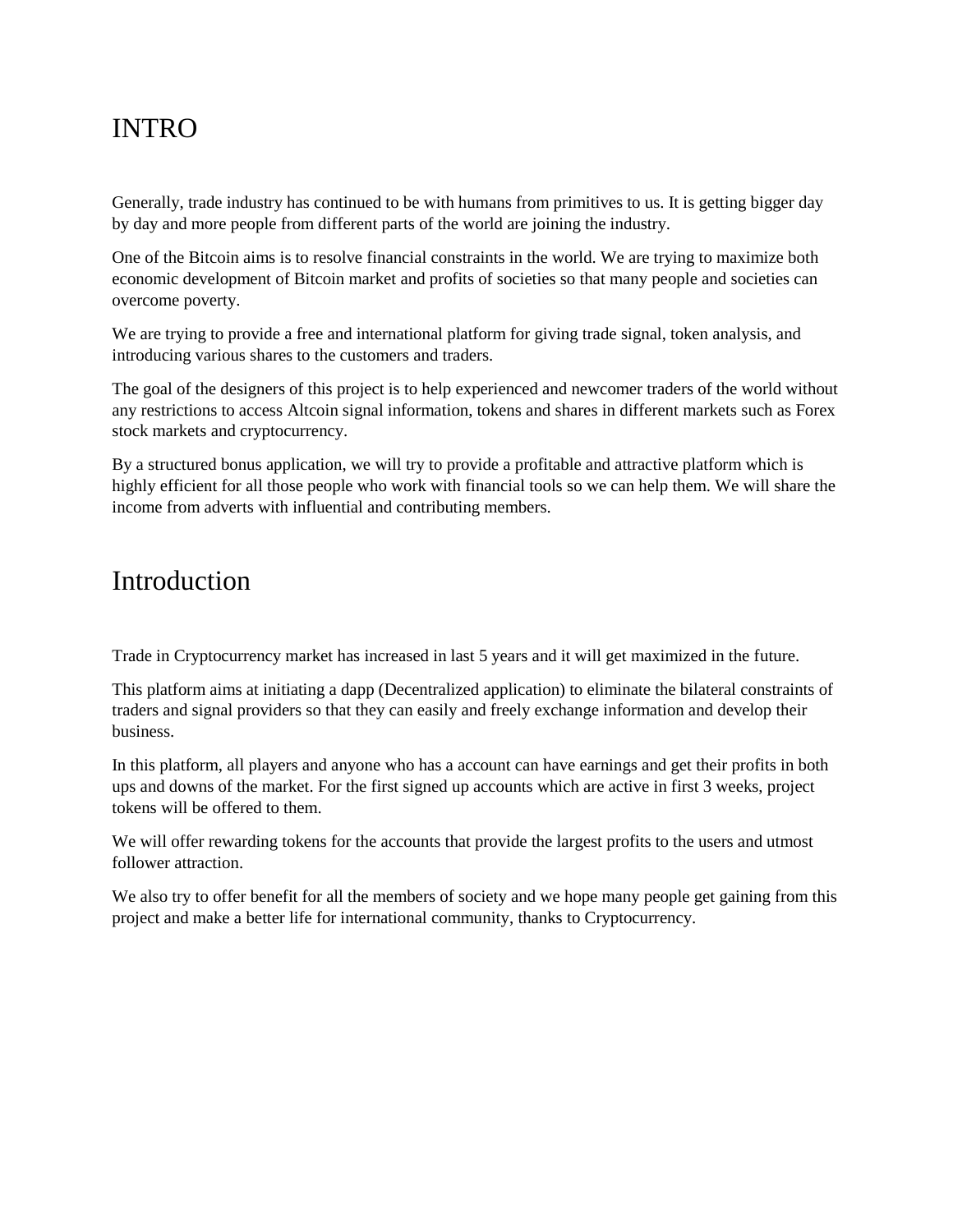# INTRO

Generally, trade industry has continued to be with humans from primitives to us. It is getting bigger day by day and more people from different parts of the world are joining the industry.

One of the Bitcoin aims is to resolve financial constraints in the world. We are trying to maximize both economic development of Bitcoin market and profits of societies so that many people and societies can overcome poverty.

We are trying to provide a free and international platform for giving trade signal, token analysis, and introducing various shares to the customers and traders.

The goal of the designers of this project is to help experienced and newcomer traders of the world without any restrictions to access Altcoin signal information, tokens and shares in different markets such as Forex stock markets and cryptocurrency.

By a structured bonus application, we will try to provide a profitable and attractive platform which is highly efficient for all those people who work with financial tools so we can help them. We will share the income from adverts with influential and contributing members.

# Introduction

Trade in Cryptocurrency market has increased in last 5 years and it will get maximized in the future.

This platform aims at initiating a dapp (Decentralized application) to eliminate the bilateral constraints of traders and signal providers so that they can easily and freely exchange information and develop their business.

In this platform, all players and anyone who has a account can have earnings and get their profits in both ups and downs of the market. For the first signed up accounts which are active in first 3 weeks, project tokens will be offered to them.

We will offer rewarding tokens for the accounts that provide the largest profits to the users and utmost follower attraction.

We also try to offer benefit for all the members of society and we hope many people get gaining from this project and make a better life for international community, thanks to Cryptocurrency.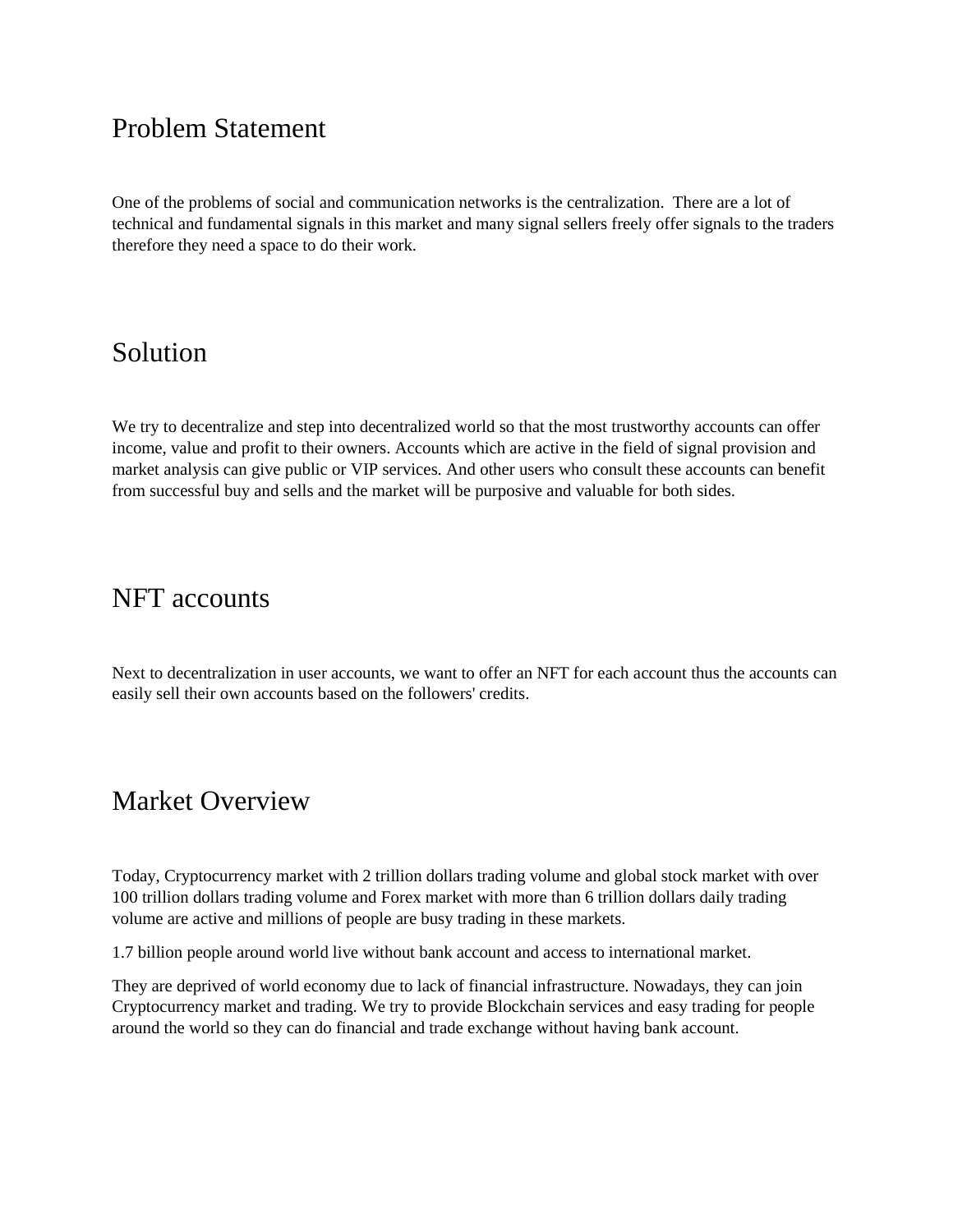## Problem Statement

One of the problems of social and communication networks is the centralization. There are a lot of technical and fundamental signals in this market and many signal sellers freely offer signals to the traders therefore they need a space to do their work.

## Solution

We try to decentralize and step into decentralized world so that the most trustworthy accounts can offer income, value and profit to their owners. Accounts which are active in the field of signal provision and market analysis can give public or VIP services. And other users who consult these accounts can benefit from successful buy and sells and the market will be purposive and valuable for both sides.

## NFT accounts

Next to decentralization in user accounts, we want to offer an NFT for each account thus the accounts can easily sell their own accounts based on the followers' credits.

## Market Overview

Today, Cryptocurrency market with 2 trillion dollars trading volume and global stock market with over 100 trillion dollars trading volume and Forex market with more than 6 trillion dollars daily trading volume are active and millions of people are busy trading in these markets.

1.7 billion people around world live without bank account and access to international market.

They are deprived of world economy due to lack of financial infrastructure. Nowadays, they can join Cryptocurrency market and trading. We try to provide Blockchain services and easy trading for people around the world so they can do financial and trade exchange without having bank account.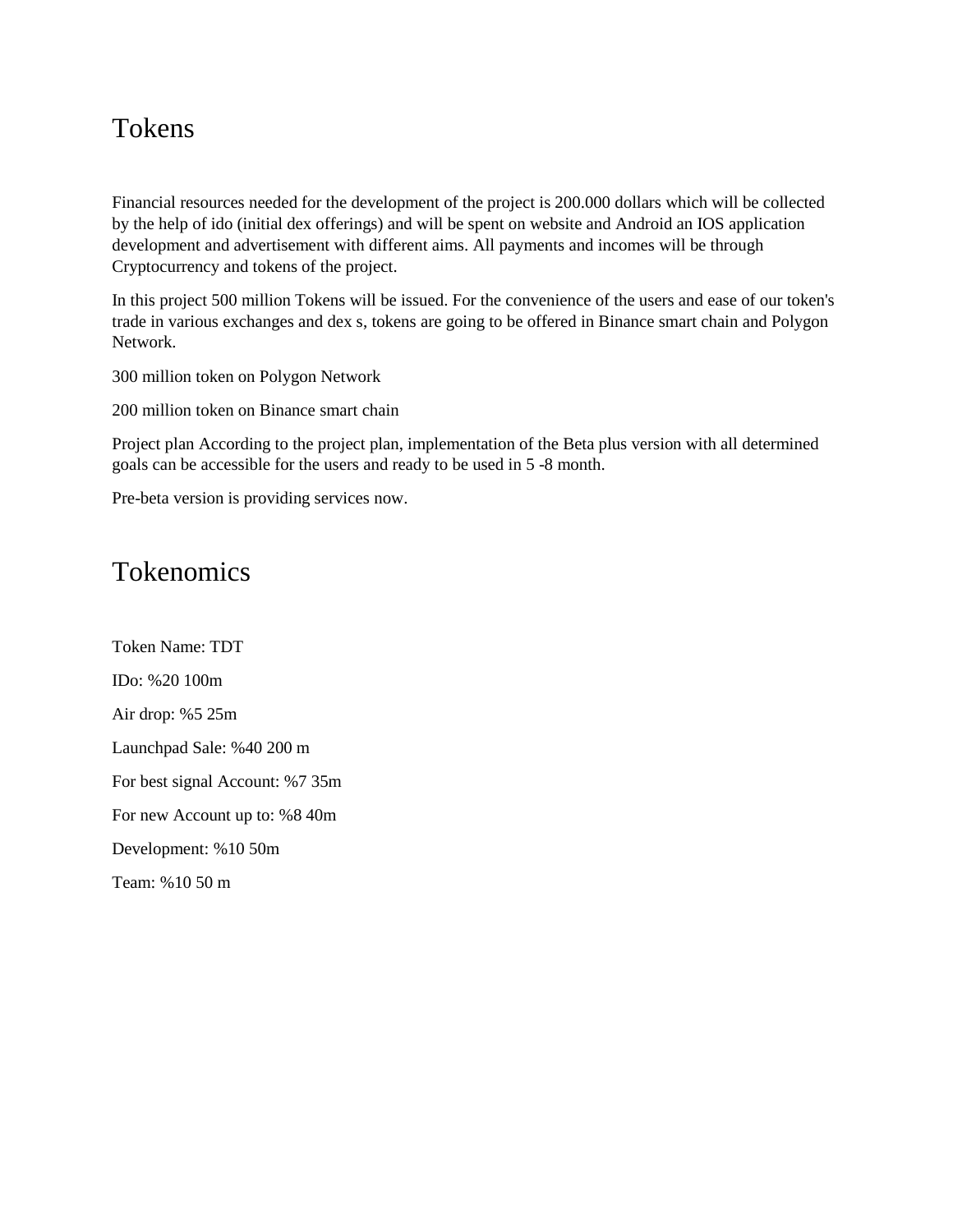# Tokens

Financial resources needed for the development of the project is 200.000 dollars which will be collected by the help of ido (initial dex offerings) and will be spent on website and Android an IOS application development and advertisement with different aims. All payments and incomes will be through Cryptocurrency and tokens of the project.

In this project 500 million Tokens will be issued. For the convenience of the users and ease of our token's trade in various exchanges and dex s, tokens are going to be offered in Binance smart chain and Polygon Network.

300 million token on Polygon Network

200 million token on Binance smart chain

Project plan According to the project plan, implementation of the Beta plus version with all determined goals can be accessible for the users and ready to be used in 5 -8 month.

Pre-beta version is providing services now.

# Tokenomics

Token Name: TDT

IDo: %20 100m

Air drop: %5 25m

Launchpad Sale: %40 200 m

For best signal Account: %7 35m

For new Account up to: %8 40m

Development: %10 50m

Team: %10 50 m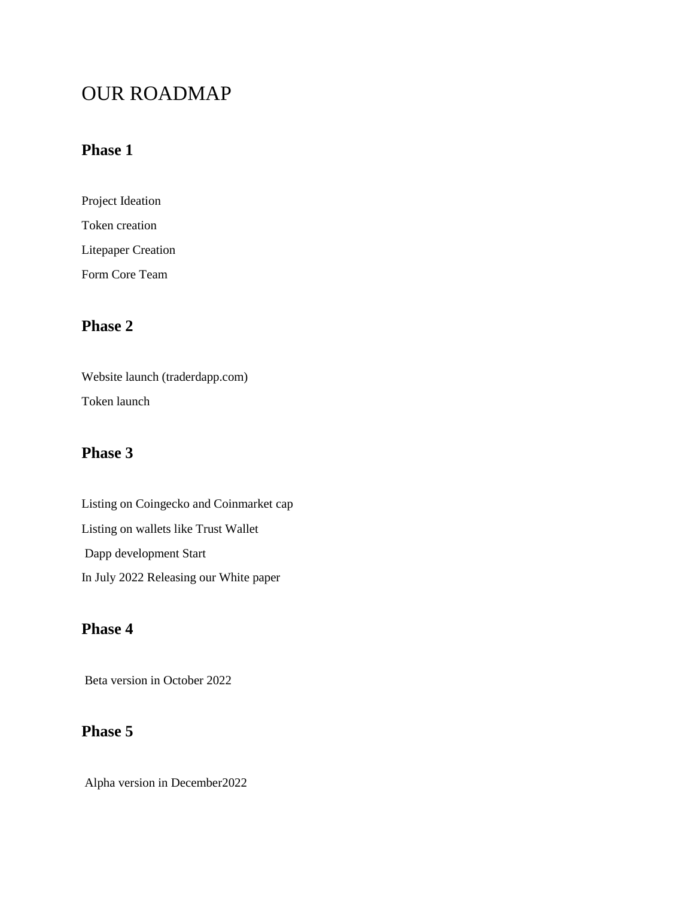# OUR ROADMAP

## Phase 1

Project Ideation

Token creation

Litepaper Creation

Form Core Team

## Phase 2

Website launch (traderdapp.com)

Token launch

## Phase 3

Listing on Coingecko and Coinmarket cap

Listing on wallets like Trust Wallet

Dapp development Start

In July 2022 Releasing our White paper

## Phase 4

Beta version in October 2022

## Phase 5

Alpha version in December2022